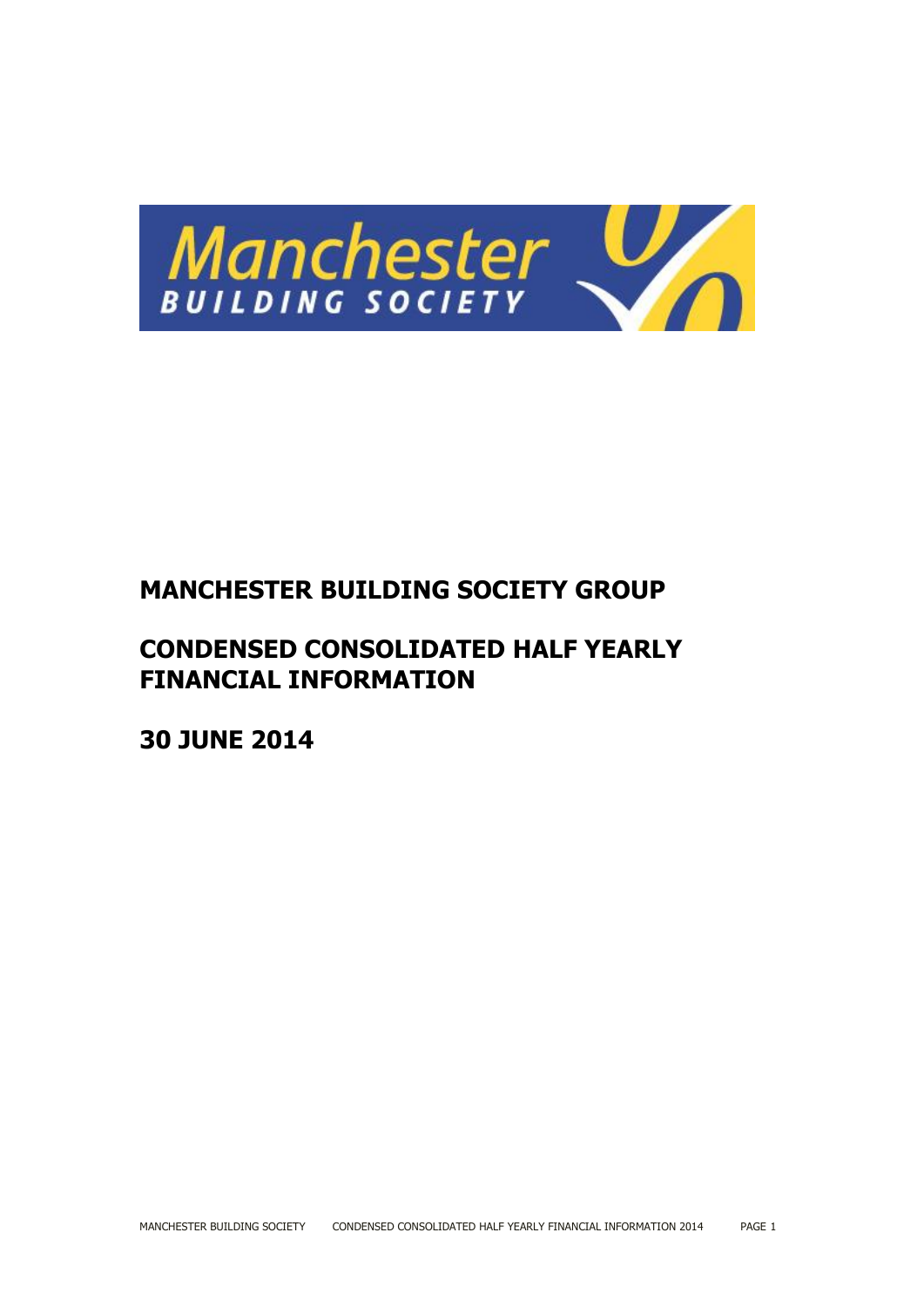# MANCHESTER BUILDING SOCIETY GROUP

# CONDENSED CONSOLIDATED HALF YEARLY FINANCIAL INFORMATION

# 30 JUNE 2014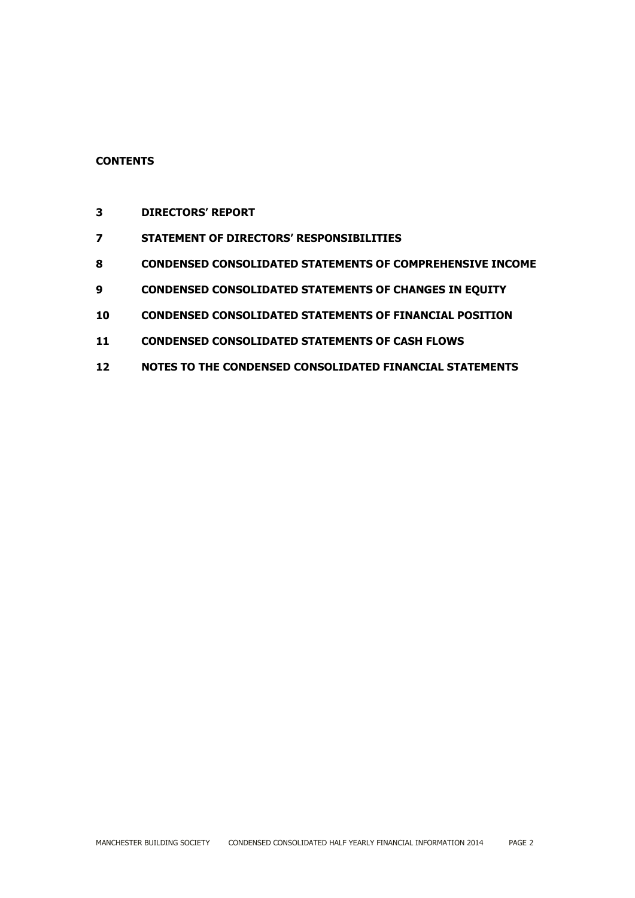**CONTENTS**

| | |
|---|---|
| **3** | **DIRECTORS' REPORT** |
| **7** | **STATEMENT OF DIRECTORS' RESPONSIBILITIES** |
| **8** | **CONDENSED CONSOLIDATED STATEMENTS OF COMPREHENSIVE INCOME** |
| **9** | **CONDENSED CONSOLIDATED STATEMENTS OF CHANGES IN EQUITY** |
| **10** | **CONDENSED CONSOLIDATED STATEMENTS OF FINANCIAL POSITION** |
| **11** | **CONDENSED CONSOLIDATED STATEMENTS OF CASH FLOWS** |
| **12** | **NOTES TO THE CONDENSED CONSOLIDATED FINANCIAL STATEMENTS** |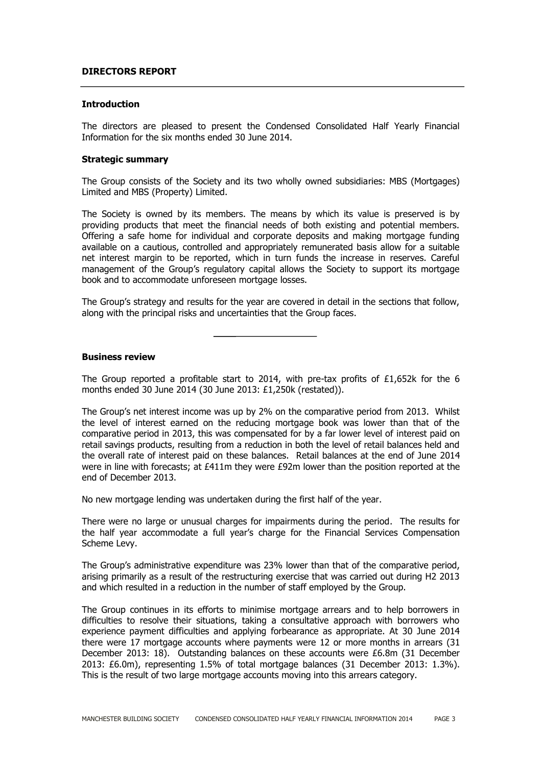## DIRECTORS REPORT

### Introduction

The directors are pleased to present the Condensed Consolidated Half Yearly Financial Information for the six months ended 30 June 2014.

### Strategic summary

The Group consists of the Society and its two wholly owned subsidiaries: MBS (Mortgages) Limited and MBS (Property) Limited.

The Society is owned by its members. The means by which its value is preserved is by providing products that meet the financial needs of both existing and potential members. Offering a safe home for individual and corporate deposits and making mortgage funding available on a cautious, controlled and appropriately remunerated basis allow for a suitable net interest margin to be reported, which in turn funds the increase in reserves. Careful management of the Group's regulatory capital allows the Society to support its mortgage book and to accommodate unforeseen mortgage losses.

The Group's strategy and results for the year are covered in detail in the sections that follow, along with the principal risks and uncertainties that the Group faces.

---

### Business review

The Group reported a profitable start to 2014, with pre-tax profits of £1,652k for the 6 months ended 30 June 2014 (30 June 2013: £1,250k (restated)).

The Group's net interest income was up by 2% on the comparative period from 2013. Whilst the level of interest earned on the reducing mortgage book was lower than that of the comparative period in 2013, this was compensated for by a far lower level of interest paid on retail savings products, resulting from a reduction in both the level of retail balances held and the overall rate of interest paid on these balances. Retail balances at the end of June 2014 were in line with forecasts; at £411m they were £92m lower than the position reported at the end of December 2013.

No new mortgage lending was undertaken during the first half of the year.

There were no large or unusual charges for impairments during the period. The results for the half year accommodate a full year's charge for the Financial Services Compensation Scheme Levy.

The Group's administrative expenditure was 23% lower than that of the comparative period, arising primarily as a result of the restructuring exercise that was carried out during H2 2013 and which resulted in a reduction in the number of staff employed by the Group.

The Group continues in its efforts to minimise mortgage arrears and to help borrowers in difficulties to resolve their situations, taking a consultative approach with borrowers who experience payment difficulties and applying forbearance as appropriate. At 30 June 2014 there were 17 mortgage accounts where payments were 12 or more months in arrears (31 December 2013: 18). Outstanding balances on these accounts were £6.8m (31 December 2013: £6.0m), representing 1.5% of total mortgage balances (31 December 2013: 1.3%). This is the result of two large mortgage accounts moving into this arrears category.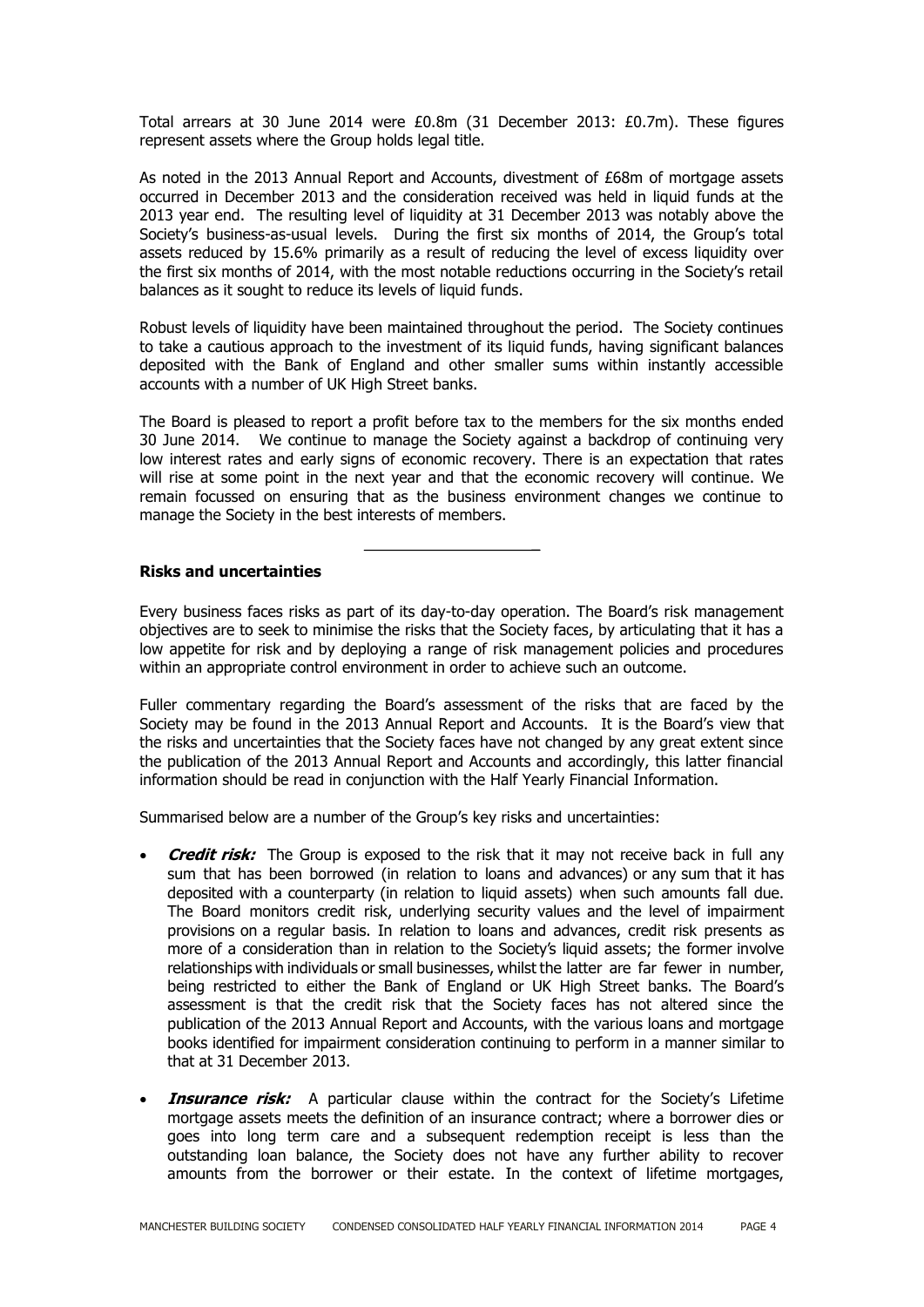Total arrears at 30 June 2014 were £0.8m (31 December 2013: £0.7m). These figures represent assets where the Group holds legal title.

As noted in the 2013 Annual Report and Accounts, divestment of £68m of mortgage assets occurred in December 2013 and the consideration received was held in liquid funds at the 2013 year end. The resulting level of liquidity at 31 December 2013 was notably above the Society's business-as-usual levels. During the first six months of 2014, the Group's total assets reduced by 15.6% primarily as a result of reducing the level of excess liquidity over the first six months of 2014, with the most notable reductions occurring in the Society's retail balances as it sought to reduce its levels of liquid funds.

Robust levels of liquidity have been maintained throughout the period. The Society continues to take a cautious approach to the investment of its liquid funds, having significant balances deposited with the Bank of England and other smaller sums within instantly accessible accounts with a number of UK High Street banks.

The Board is pleased to report a profit before tax to the members for the six months ended 30 June 2014. We continue to manage the Society against a backdrop of continuing very low interest rates and early signs of economic recovery. There is an expectation that rates will rise at some point in the next year and that the economic recovery will continue. We remain focussed on ensuring that as the business environment changes we continue to manage the Society in the best interests of members.

---

**Risks and uncertainties**

Every business faces risks as part of its day-to-day operation. The Board's risk management objectives are to seek to minimise the risks that the Society faces, by articulating that it has a low appetite for risk and by deploying a range of risk management policies and procedures within an appropriate control environment in order to achieve such an outcome.

Fuller commentary regarding the Board's assessment of the risks that are faced by the Society may be found in the 2013 Annual Report and Accounts. It is the Board's view that the risks and uncertainties that the Society faces have not changed by any great extent since the publication of the 2013 Annual Report and Accounts and accordingly, this latter financial information should be read in conjunction with the Half Yearly Financial Information.

Summarised below are a number of the Group's key risks and uncertainties:

- ***Credit risk:*** The Group is exposed to the risk that it may not receive back in full any sum that has been borrowed (in relation to loans and advances) or any sum that it has deposited with a counterparty (in relation to liquid assets) when such amounts fall due. The Board monitors credit risk, underlying security values and the level of impairment provisions on a regular basis. In relation to loans and advances, credit risk presents as more of a consideration than in relation to the Society's liquid assets; the former involve relationships with individuals or small businesses, whilst the latter are far fewer in number, being restricted to either the Bank of England or UK High Street banks. The Board's assessment is that the credit risk that the Society faces has not altered since the publication of the 2013 Annual Report and Accounts, with the various loans and mortgage books identified for impairment consideration continuing to perform in a manner similar to that at 31 December 2013.

- ***Insurance risk:*** A particular clause within the contract for the Society's Lifetime mortgage assets meets the definition of an insurance contract; where a borrower dies or goes into long term care and a subsequent redemption receipt is less than the outstanding loan balance, the Society does not have any further ability to recover amounts from the borrower or their estate. In the context of lifetime mortgages,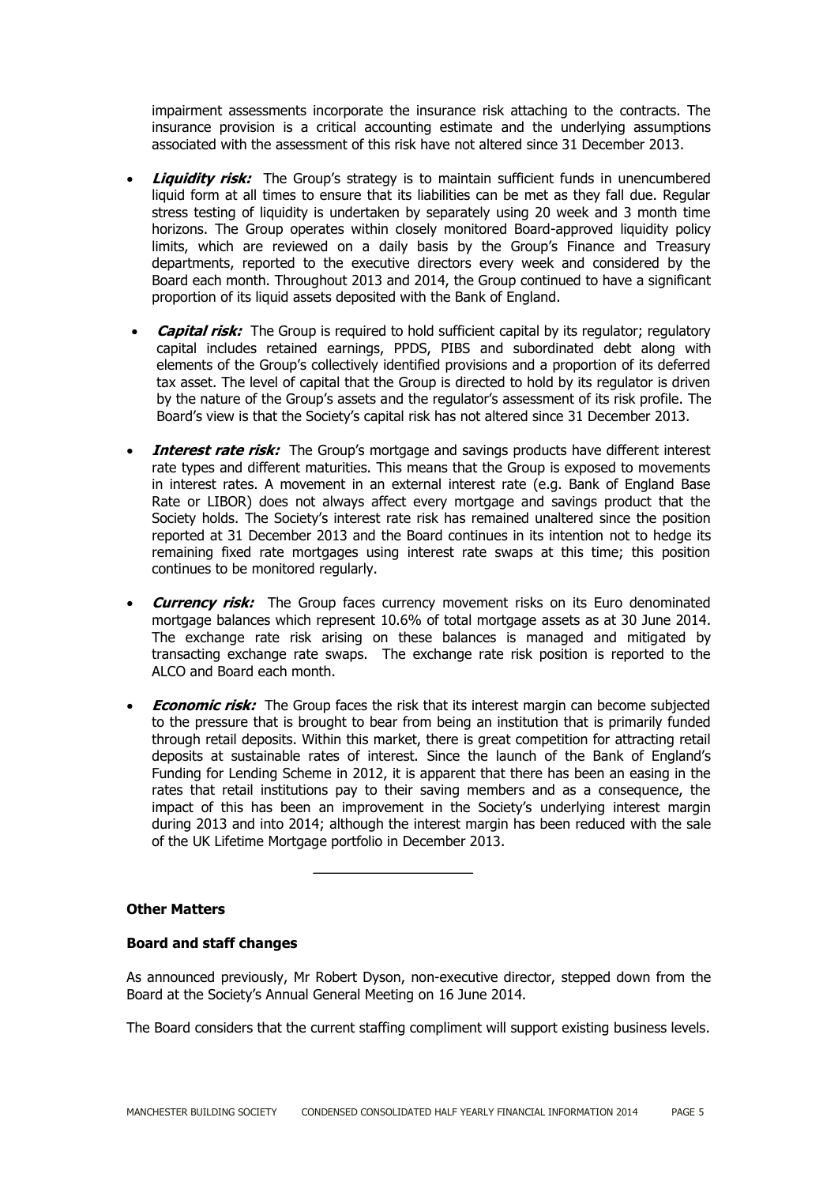impairment assessments incorporate the insurance risk attaching to the contracts. The insurance provision is a critical accounting estimate and the underlying assumptions associated with the assessment of this risk have not altered since 31 December 2013.

- ***Liquidity risk:*** The Group's strategy is to maintain sufficient funds in unencumbered liquid form at all times to ensure that its liabilities can be met as they fall due. Regular stress testing of liquidity is undertaken by separately using 20 week and 3 month time horizons. The Group operates within closely monitored Board-approved liquidity policy limits, which are reviewed on a daily basis by the Group's Finance and Treasury departments, reported to the executive directors every week and considered by the Board each month. Throughout 2013 and 2014, the Group continued to have a significant proportion of its liquid assets deposited with the Bank of England.

- ***Capital risk:*** The Group is required to hold sufficient capital by its regulator; regulatory capital includes retained earnings, PPDS, PIBS and subordinated debt along with elements of the Group's collectively identified provisions and a proportion of its deferred tax asset. The level of capital that the Group is directed to hold by its regulator is driven by the nature of the Group's assets and the regulator's assessment of its risk profile. The Board's view is that the Society's capital risk has not altered since 31 December 2013.

- ***Interest rate risk:*** The Group's mortgage and savings products have different interest rate types and different maturities. This means that the Group is exposed to movements in interest rates. A movement in an external interest rate (e.g. Bank of England Base Rate or LIBOR) does not always affect every mortgage and savings product that the Society holds. The Society's interest rate risk has remained unaltered since the position reported at 31 December 2013 and the Board continues in its intention not to hedge its remaining fixed rate mortgages using interest rate swaps at this time; this position continues to be monitored regularly.

- ***Currency risk:*** The Group faces currency movement risks on its Euro denominated mortgage balances which represent 10.6% of total mortgage assets as at 30 June 2014. The exchange rate risk arising on these balances is managed and mitigated by transacting exchange rate swaps. The exchange rate risk position is reported to the ALCO and Board each month.

- ***Economic risk:*** The Group faces the risk that its interest margin can become subjected to the pressure that is brought to bear from being an institution that is primarily funded through retail deposits. Within this market, there is great competition for attracting retail deposits at sustainable rates of interest. Since the launch of the Bank of England's Funding for Lending Scheme in 2012, it is apparent that there has been an easing in the rates that retail institutions pay to their saving members and as a consequence, the impact of this has been an improvement in the Society's underlying interest margin during 2013 and into 2014; although the interest margin has been reduced with the sale of the UK Lifetime Mortgage portfolio in December 2013.

---

**Other Matters**

**Board and staff changes**

As announced previously, Mr Robert Dyson, non-executive director, stepped down from the Board at the Society's Annual General Meeting on 16 June 2014.

The Board considers that the current staffing compliment will support existing business levels.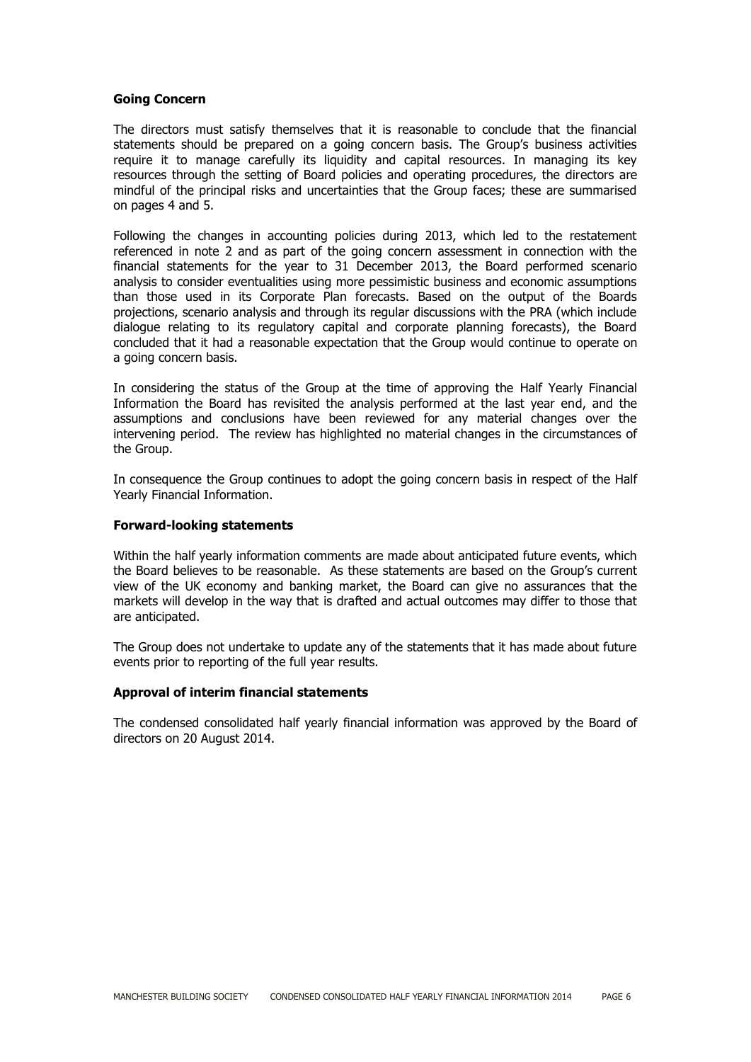## Going Concern

The directors must satisfy themselves that it is reasonable to conclude that the financial statements should be prepared on a going concern basis. The Group's business activities require it to manage carefully its liquidity and capital resources. In managing its key resources through the setting of Board policies and operating procedures, the directors are mindful of the principal risks and uncertainties that the Group faces; these are summarised on pages 4 and 5.

Following the changes in accounting policies during 2013, which led to the restatement referenced in note 2 and as part of the going concern assessment in connection with the financial statements for the year to 31 December 2013, the Board performed scenario analysis to consider eventualities using more pessimistic business and economic assumptions than those used in its Corporate Plan forecasts. Based on the output of the Boards projections, scenario analysis and through its regular discussions with the PRA (which include dialogue relating to its regulatory capital and corporate planning forecasts), the Board concluded that it had a reasonable expectation that the Group would continue to operate on a going concern basis.

In considering the status of the Group at the time of approving the Half Yearly Financial Information the Board has revisited the analysis performed at the last year end, and the assumptions and conclusions have been reviewed for any material changes over the intervening period. The review has highlighted no material changes in the circumstances of the Group.

In consequence the Group continues to adopt the going concern basis in respect of the Half Yearly Financial Information.

## Forward-looking statements

Within the half yearly information comments are made about anticipated future events, which the Board believes to be reasonable. As these statements are based on the Group's current view of the UK economy and banking market, the Board can give no assurances that the markets will develop in the way that is drafted and actual outcomes may differ to those that are anticipated.

The Group does not undertake to update any of the statements that it has made about future events prior to reporting of the full year results.

## Approval of interim financial statements

The condensed consolidated half yearly financial information was approved by the Board of directors on 20 August 2014.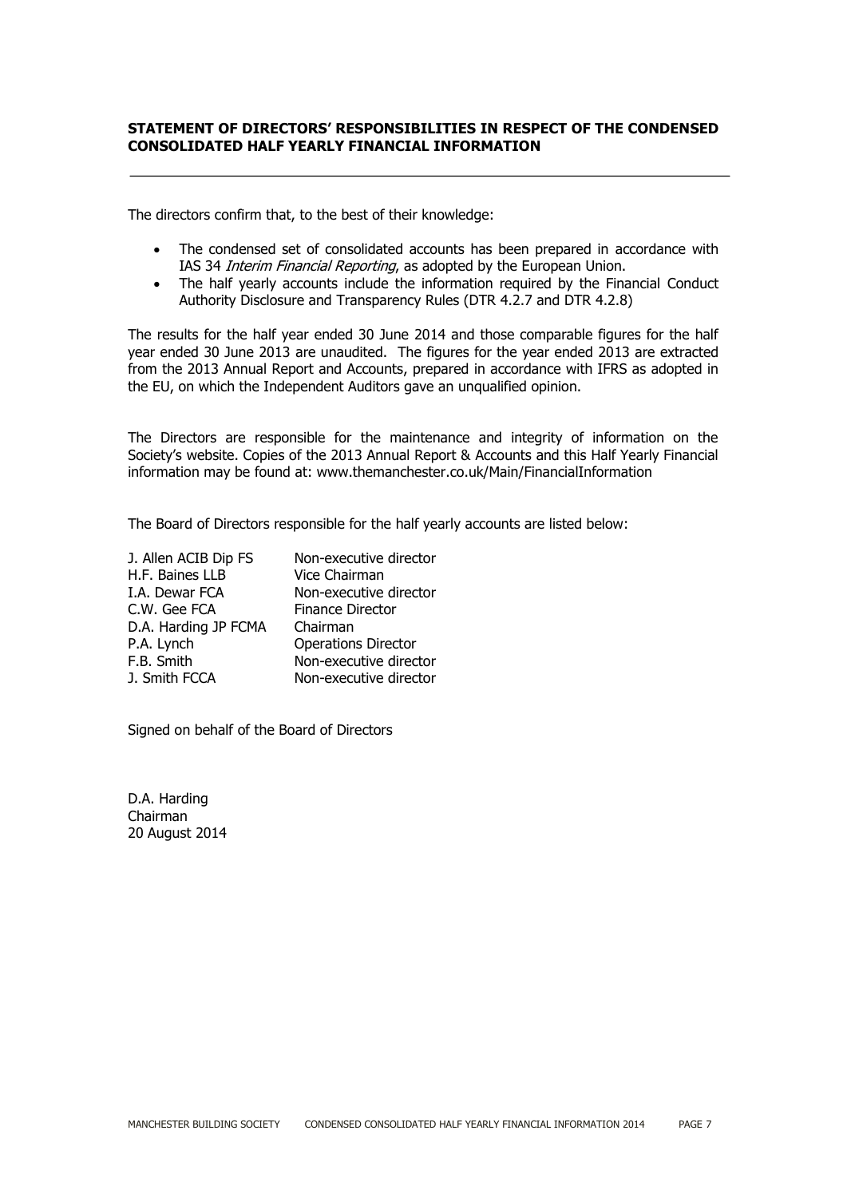## STATEMENT OF DIRECTORS' RESPONSIBILITIES IN RESPECT OF THE CONDENSED CONSOLIDATED HALF YEARLY FINANCIAL INFORMATION

The directors confirm that, to the best of their knowledge:

- The condensed set of consolidated accounts has been prepared in accordance with IAS 34 *Interim Financial Reporting*, as adopted by the European Union.
- The half yearly accounts include the information required by the Financial Conduct Authority Disclosure and Transparency Rules (DTR 4.2.7 and DTR 4.2.8)

The results for the half year ended 30 June 2014 and those comparable figures for the half year ended 30 June 2013 are unaudited. The figures for the year ended 2013 are extracted from the 2013 Annual Report and Accounts, prepared in accordance with IFRS as adopted in the EU, on which the Independent Auditors gave an unqualified opinion.

The Directors are responsible for the maintenance and integrity of information on the Society's website. Copies of the 2013 Annual Report & Accounts and this Half Yearly Financial information may be found at: www.themanchester.co.uk/Main/FinancialInformation

The Board of Directors responsible for the half yearly accounts are listed below:

| | |
|---|---|
| J. Allen ACIB Dip FS | Non-executive director |
| H.F. Baines LLB | Vice Chairman |
| I.A. Dewar FCA | Non-executive director |
| C.W. Gee FCA | Finance Director |
| D.A. Harding JP FCMA | Chairman |
| P.A. Lynch | Operations Director |
| F.B. Smith | Non-executive director |
| J. Smith FCCA | Non-executive director |

Signed on behalf of the Board of Directors

D.A. Harding
Chairman
20 August 2014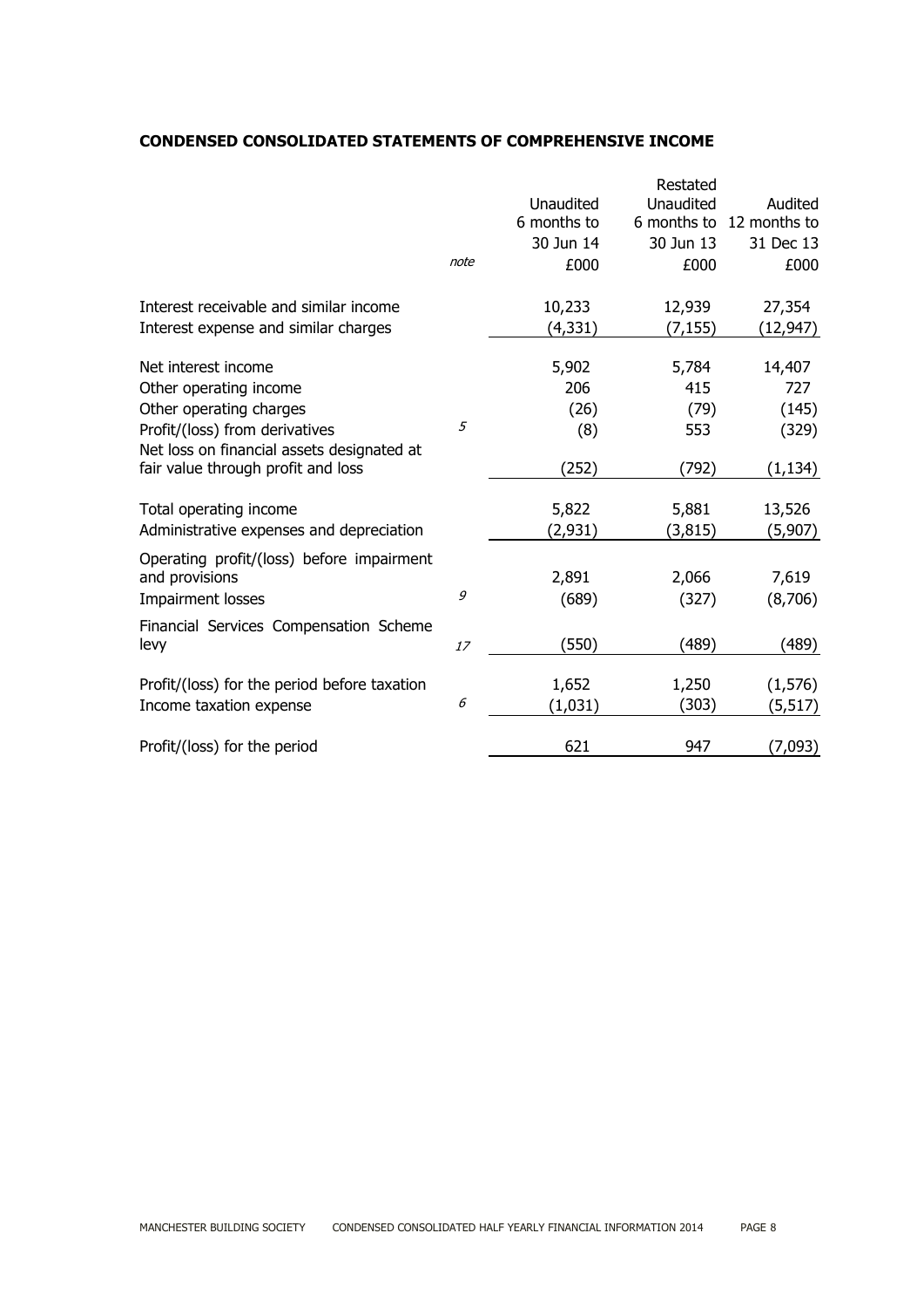**CONDENSED CONSOLIDATED STATEMENTS OF COMPREHENSIVE INCOME**

| | note | Unaudited 6 months to 30 Jun 14 £000 | Restated Unaudited 6 months to 30 Jun 13 £000 | Audited 12 months to 31 Dec 13 £000 |
|---|---|---|---|---|
| Interest receivable and similar income | | 10,233 | 12,939 | 27,354 |
| Interest expense and similar charges | | (4,331) | (7,155) | (12,947) |
| Net interest income | | 5,902 | 5,784 | 14,407 |
| Other operating income | | 206 | 415 | 727 |
| Other operating charges | | (26) | (79) | (145) |
| Profit/(loss) from derivatives | *5* | (8) | 553 | (329) |
| Net loss on financial assets designated at fair value through profit and loss | | (252) | (792) | (1,134) |
| Total operating income | | 5,822 | 5,881 | 13,526 |
| Administrative expenses and depreciation | | (2,931) | (3,815) | (5,907) |
| Operating profit/(loss) before impairment and provisions | | 2,891 | 2,066 | 7,619 |
| Impairment losses | *9* | (689) | (327) | (8,706) |
| Financial Services Compensation Scheme levy | *17* | (550) | (489) | (489) |
| Profit/(loss) for the period before taxation | | 1,652 | 1,250 | (1,576) |
| Income taxation expense | *6* | (1,031) | (303) | (5,517) |
| Profit/(loss) for the period | | 621 | 947 | (7,093) |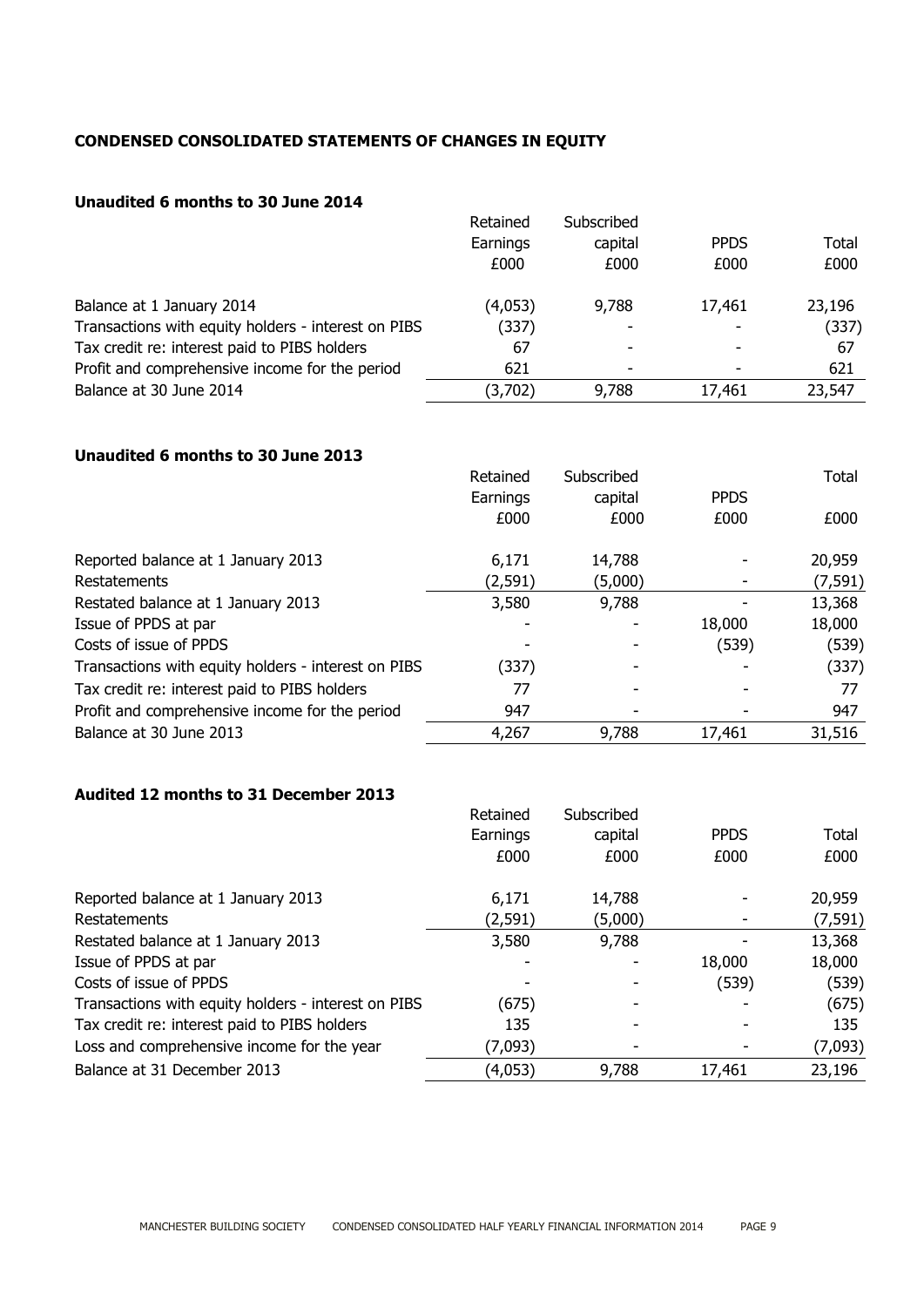## CONDENSED CONSOLIDATED STATEMENTS OF CHANGES IN EQUITY

### Unaudited 6 months to 30 June 2014

| | Retained Earnings £000 | Subscribed capital £000 | PPDS £000 | Total £000 |
|---|---|---|---|---|
| Balance at 1 January 2014 | (4,053) | 9,788 | 17,461 | 23,196 |
| Transactions with equity holders - interest on PIBS | (337) | - | - | (337) |
| Tax credit re: interest paid to PIBS holders | 67 | - | - | 67 |
| Profit and comprehensive income for the period | 621 | - | - | 621 |
| Balance at 30 June 2014 | (3,702) | 9,788 | 17,461 | 23,547 |

### Unaudited 6 months to 30 June 2013

| | Retained Earnings £000 | Subscribed capital £000 | PPDS £000 | Total £000 |
|---|---|---|---|---|
| Reported balance at 1 January 2013 | 6,171 | 14,788 | - | 20,959 |
| Restatements | (2,591) | (5,000) | - | (7,591) |
| Restated balance at 1 January 2013 | 3,580 | 9,788 | - | 13,368 |
| Issue of PPDS at par | - | - | 18,000 | 18,000 |
| Costs of issue of PPDS | - | - | (539) | (539) |
| Transactions with equity holders - interest on PIBS | (337) | - | - | (337) |
| Tax credit re: interest paid to PIBS holders | 77 | - | - | 77 |
| Profit and comprehensive income for the period | 947 | - | - | 947 |
| Balance at 30 June 2013 | 4,267 | 9,788 | 17,461 | 31,516 |

### Audited 12 months to 31 December 2013

| | Retained Earnings £000 | Subscribed capital £000 | PPDS £000 | Total £000 |
|---|---|---|---|---|
| Reported balance at 1 January 2013 | 6,171 | 14,788 | - | 20,959 |
| Restatements | (2,591) | (5,000) | - | (7,591) |
| Restated balance at 1 January 2013 | 3,580 | 9,788 | - | 13,368 |
| Issue of PPDS at par | - | - | 18,000 | 18,000 |
| Costs of issue of PPDS | - | - | (539) | (539) |
| Transactions with equity holders - interest on PIBS | (675) | - | - | (675) |
| Tax credit re: interest paid to PIBS holders | 135 | - | - | 135 |
| Loss and comprehensive income for the year | (7,093) | - | - | (7,093) |
| Balance at 31 December 2013 | (4,053) | 9,788 | 17,461 | 23,196 |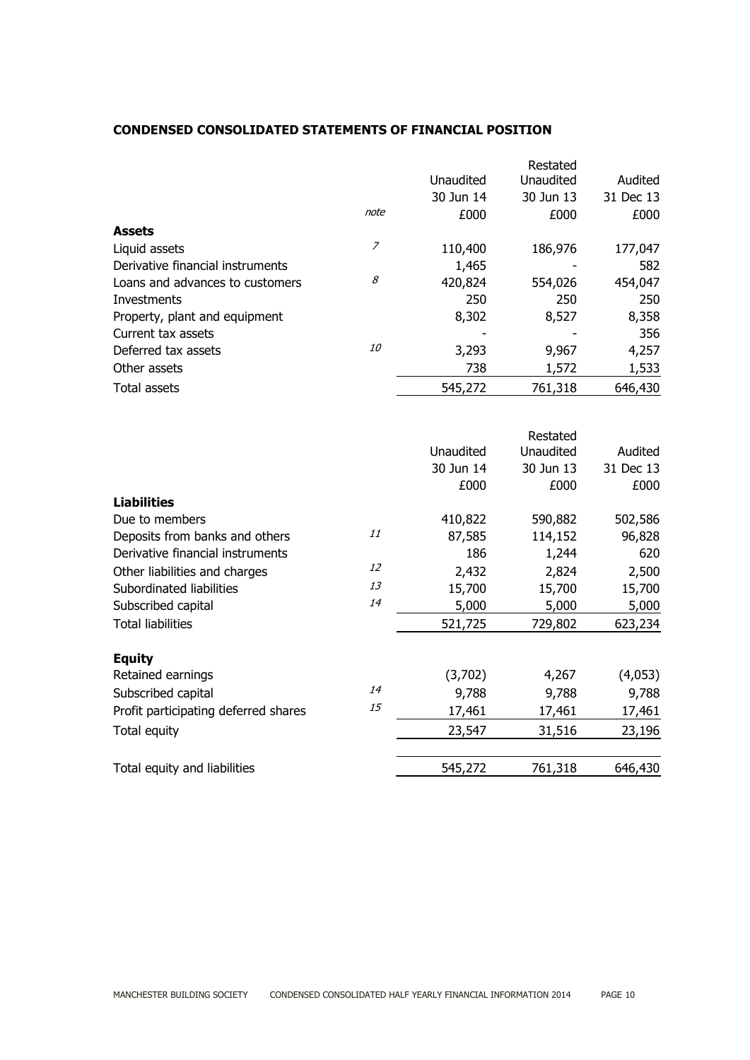## CONDENSED CONSOLIDATED STATEMENTS OF FINANCIAL POSITION

| | note | Unaudited 30 Jun 14 £000 | Restated Unaudited 30 Jun 13 £000 | Audited 31 Dec 13 £000 |
|---|---|---|---|---|
| **Assets** | | | | |
| Liquid assets | *7* | 110,400 | 186,976 | 177,047 |
| Derivative financial instruments | | 1,465 | - | 582 |
| Loans and advances to customers | *8* | 420,824 | 554,026 | 454,047 |
| Investments | | 250 | 250 | 250 |
| Property, plant and equipment | | 8,302 | 8,527 | 8,358 |
| Current tax assets | | - | - | 356 |
| Deferred tax assets | *10* | 3,293 | 9,967 | 4,257 |
| Other assets | | 738 | 1,572 | 1,533 |
| Total assets | | 545,272 | 761,318 | 646,430 |

| | note | Unaudited 30 Jun 14 £000 | Restated Unaudited 30 Jun 13 £000 | Audited 31 Dec 13 £000 |
|---|---|---|---|---|
| **Liabilities** | | | | |
| Due to members | | 410,822 | 590,882 | 502,586 |
| Deposits from banks and others | *11* | 87,585 | 114,152 | 96,828 |
| Derivative financial instruments | | 186 | 1,244 | 620 |
| Other liabilities and charges | *12* | 2,432 | 2,824 | 2,500 |
| Subordinated liabilities | *13* | 15,700 | 15,700 | 15,700 |
| Subscribed capital | *14* | 5,000 | 5,000 | 5,000 |
| Total liabilities | | 521,725 | 729,802 | 623,234 |
| **Equity** | | | | |
| Retained earnings | | (3,702) | 4,267 | (4,053) |
| Subscribed capital | *14* | 9,788 | 9,788 | 9,788 |
| Profit participating deferred shares | *15* | 17,461 | 17,461 | 17,461 |
| Total equity | | 23,547 | 31,516 | 23,196 |
| Total equity and liabilities | | 545,272 | 761,318 | 646,430 |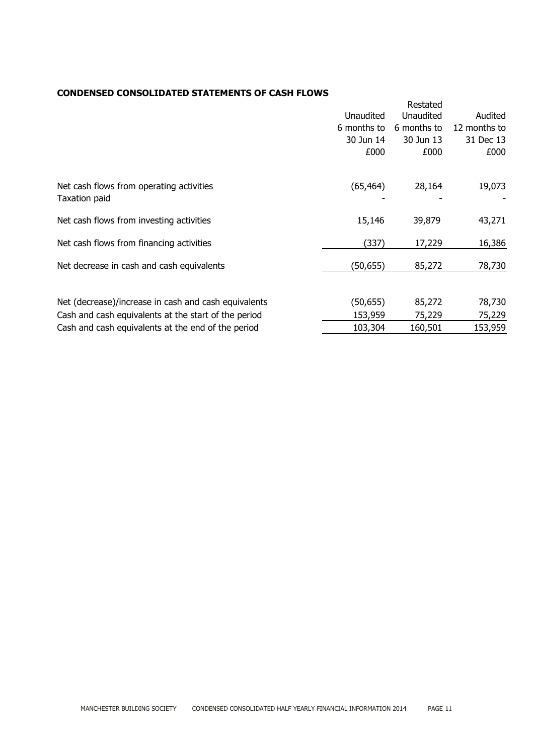**CONDENSED CONSOLIDATED STATEMENTS OF CASH FLOWS**

| | Unaudited 6 months to 30 Jun 14 £000 | Restated Unaudited 6 months to 30 Jun 13 £000 | Audited 12 months to 31 Dec 13 £000 |
|---|---|---|---|
| Net cash flows from operating activities | (65,464) | 28,164 | 19,073 |
| Taxation paid | - | - | - |
| Net cash flows from investing activities | 15,146 | 39,879 | 43,271 |
| Net cash flows from financing activities | (337) | 17,229 | 16,386 |
| Net decrease in cash and cash equivalents | (50,655) | 85,272 | 78,730 |
| | | | |
| Net (decrease)/increase in cash and cash equivalents | (50,655) | 85,272 | 78,730 |
| Cash and cash equivalents at the start of the period | 153,959 | 75,229 | 75,229 |
| Cash and cash equivalents at the end of the period | 103,304 | 160,501 | 153,959 |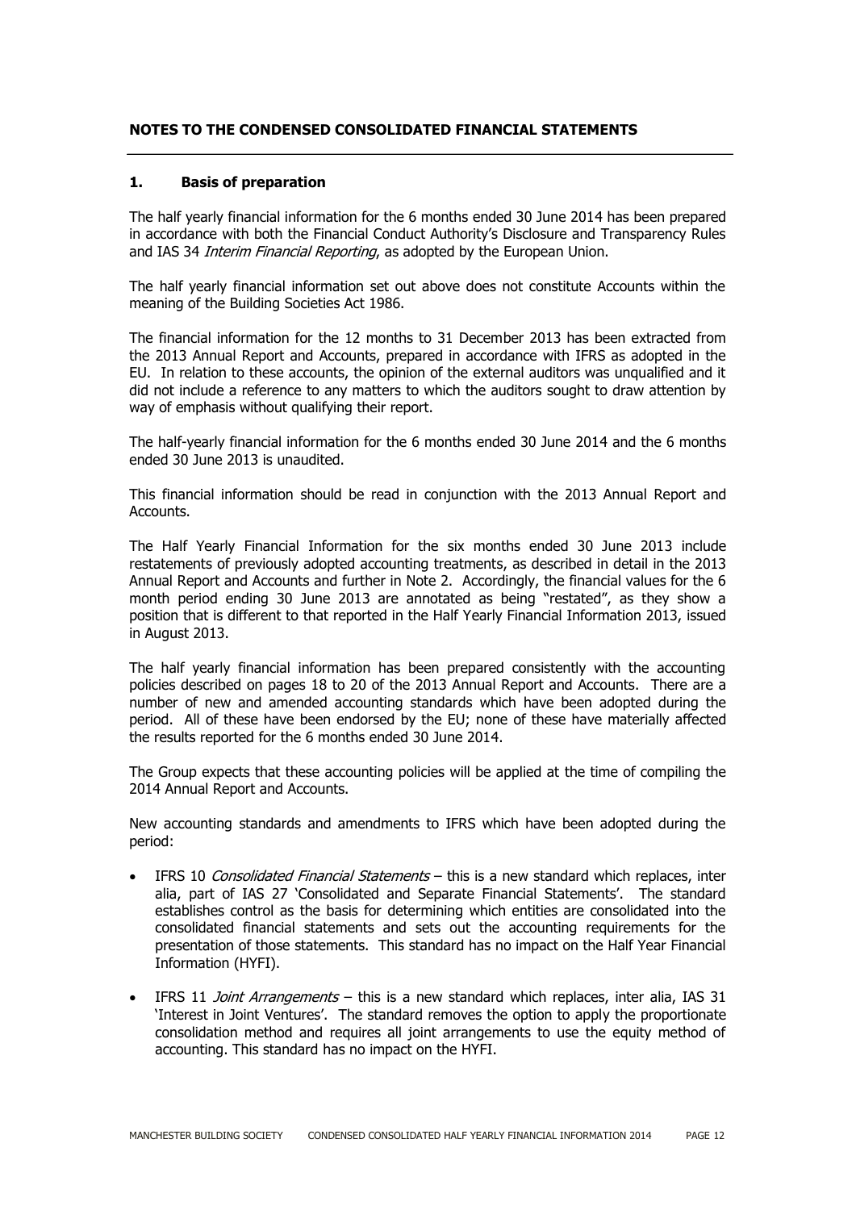## NOTES TO THE CONDENSED CONSOLIDATED FINANCIAL STATEMENTS

### 1. Basis of preparation

The half yearly financial information for the 6 months ended 30 June 2014 has been prepared in accordance with both the Financial Conduct Authority's Disclosure and Transparency Rules and IAS 34 *Interim Financial Reporting*, as adopted by the European Union.

The half yearly financial information set out above does not constitute Accounts within the meaning of the Building Societies Act 1986.

The financial information for the 12 months to 31 December 2013 has been extracted from the 2013 Annual Report and Accounts, prepared in accordance with IFRS as adopted in the EU. In relation to these accounts, the opinion of the external auditors was unqualified and it did not include a reference to any matters to which the auditors sought to draw attention by way of emphasis without qualifying their report.

The half-yearly financial information for the 6 months ended 30 June 2014 and the 6 months ended 30 June 2013 is unaudited.

This financial information should be read in conjunction with the 2013 Annual Report and Accounts.

The Half Yearly Financial Information for the six months ended 30 June 2013 include restatements of previously adopted accounting treatments, as described in detail in the 2013 Annual Report and Accounts and further in Note 2. Accordingly, the financial values for the 6 month period ending 30 June 2013 are annotated as being "restated", as they show a position that is different to that reported in the Half Yearly Financial Information 2013, issued in August 2013.

The half yearly financial information has been prepared consistently with the accounting policies described on pages 18 to 20 of the 2013 Annual Report and Accounts. There are a number of new and amended accounting standards which have been adopted during the period. All of these have been endorsed by the EU; none of these have materially affected the results reported for the 6 months ended 30 June 2014.

The Group expects that these accounting policies will be applied at the time of compiling the 2014 Annual Report and Accounts.

New accounting standards and amendments to IFRS which have been adopted during the period:

- IFRS 10 *Consolidated Financial Statements* – this is a new standard which replaces, inter alia, part of IAS 27 'Consolidated and Separate Financial Statements'. The standard establishes control as the basis for determining which entities are consolidated into the consolidated financial statements and sets out the accounting requirements for the presentation of those statements. This standard has no impact on the Half Year Financial Information (HYFI).
- IFRS 11 *Joint Arrangements* – this is a new standard which replaces, inter alia, IAS 31 'Interest in Joint Ventures'. The standard removes the option to apply the proportionate consolidation method and requires all joint arrangements to use the equity method of accounting. This standard has no impact on the HYFI.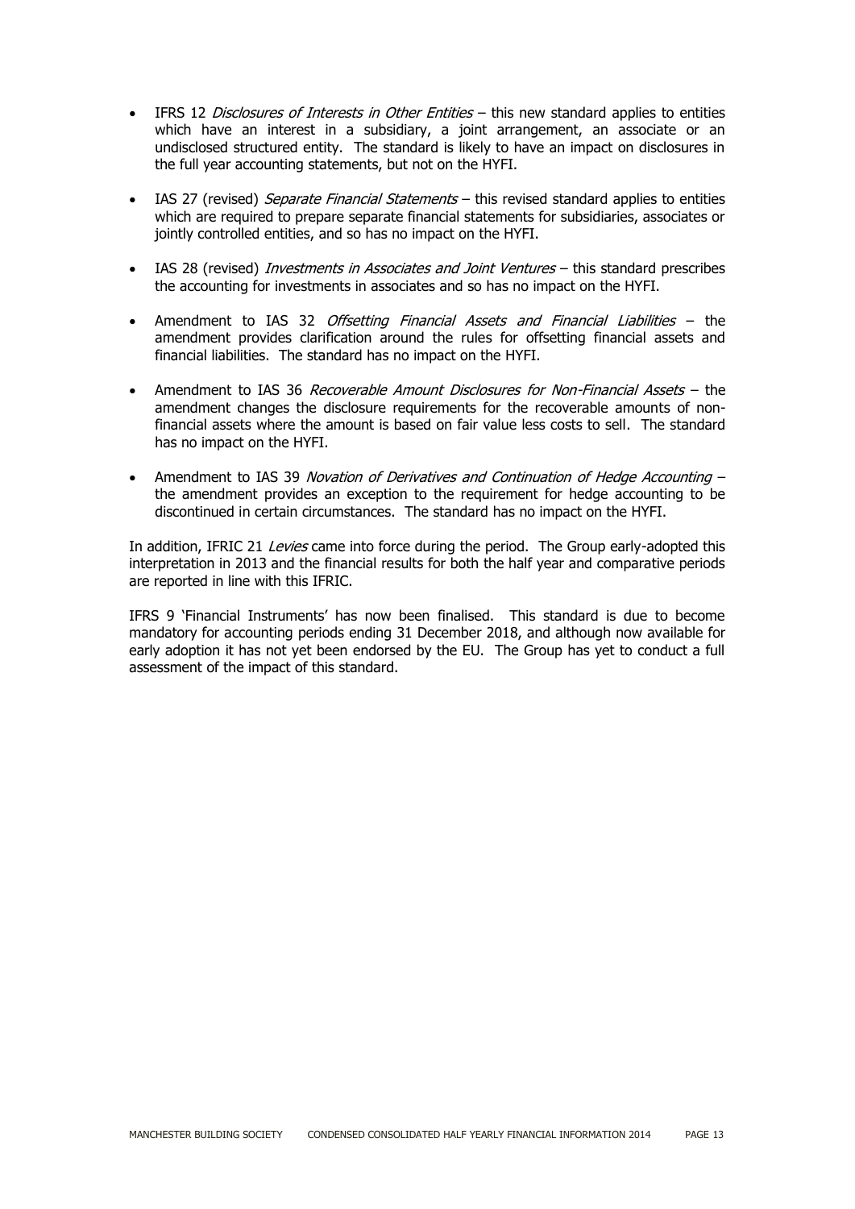- IFRS 12 *Disclosures of Interests in Other Entities* – this new standard applies to entities which have an interest in a subsidiary, a joint arrangement, an associate or an undisclosed structured entity. The standard is likely to have an impact on disclosures in the full year accounting statements, but not on the HYFI.

- IAS 27 (revised) *Separate Financial Statements* – this revised standard applies to entities which are required to prepare separate financial statements for subsidiaries, associates or jointly controlled entities, and so has no impact on the HYFI.

- IAS 28 (revised) *Investments in Associates and Joint Ventures* – this standard prescribes the accounting for investments in associates and so has no impact on the HYFI.

- Amendment to IAS 32 *Offsetting Financial Assets and Financial Liabilities* – the amendment provides clarification around the rules for offsetting financial assets and financial liabilities. The standard has no impact on the HYFI.

- Amendment to IAS 36 *Recoverable Amount Disclosures for Non-Financial Assets* – the amendment changes the disclosure requirements for the recoverable amounts of non-financial assets where the amount is based on fair value less costs to sell. The standard has no impact on the HYFI.

- Amendment to IAS 39 *Novation of Derivatives and Continuation of Hedge Accounting* – the amendment provides an exception to the requirement for hedge accounting to be discontinued in certain circumstances. The standard has no impact on the HYFI.

In addition, IFRIC 21 *Levies* came into force during the period. The Group early-adopted this interpretation in 2013 and the financial results for both the half year and comparative periods are reported in line with this IFRIC.

IFRS 9 'Financial Instruments' has now been finalised. This standard is due to become mandatory for accounting periods ending 31 December 2018, and although now available for early adoption it has not yet been endorsed by the EU. The Group has yet to conduct a full assessment of the impact of this standard.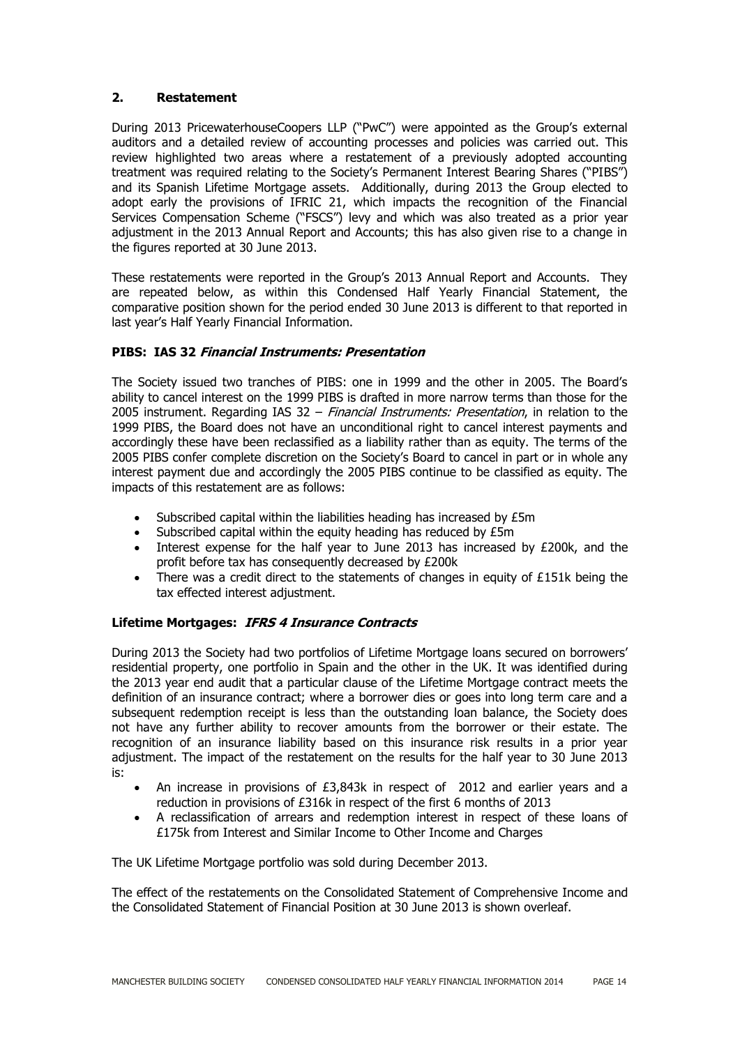## 2. Restatement

During 2013 PricewaterhouseCoopers LLP ("PwC") were appointed as the Group's external auditors and a detailed review of accounting processes and policies was carried out. This review highlighted two areas where a restatement of a previously adopted accounting treatment was required relating to the Society's Permanent Interest Bearing Shares ("PIBS") and its Spanish Lifetime Mortgage assets. Additionally, during 2013 the Group elected to adopt early the provisions of IFRIC 21, which impacts the recognition of the Financial Services Compensation Scheme ("FSCS") levy and which was also treated as a prior year adjustment in the 2013 Annual Report and Accounts; this has also given rise to a change in the figures reported at 30 June 2013.

These restatements were reported in the Group's 2013 Annual Report and Accounts. They are repeated below, as within this Condensed Half Yearly Financial Statement, the comparative position shown for the period ended 30 June 2013 is different to that reported in last year's Half Yearly Financial Information.

### PIBS: IAS 32 *Financial Instruments: Presentation*

The Society issued two tranches of PIBS: one in 1999 and the other in 2005. The Board's ability to cancel interest on the 1999 PIBS is drafted in more narrow terms than those for the 2005 instrument. Regarding IAS 32 – *Financial Instruments: Presentation*, in relation to the 1999 PIBS, the Board does not have an unconditional right to cancel interest payments and accordingly these have been reclassified as a liability rather than as equity. The terms of the 2005 PIBS confer complete discretion on the Society's Board to cancel in part or in whole any interest payment due and accordingly the 2005 PIBS continue to be classified as equity. The impacts of this restatement are as follows:

- Subscribed capital within the liabilities heading has increased by £5m
- Subscribed capital within the equity heading has reduced by £5m
- Interest expense for the half year to June 2013 has increased by £200k, and the profit before tax has consequently decreased by £200k
- There was a credit direct to the statements of changes in equity of £151k being the tax effected interest adjustment.

### Lifetime Mortgages: *IFRS 4 Insurance Contracts*

During 2013 the Society had two portfolios of Lifetime Mortgage loans secured on borrowers' residential property, one portfolio in Spain and the other in the UK. It was identified during the 2013 year end audit that a particular clause of the Lifetime Mortgage contract meets the definition of an insurance contract; where a borrower dies or goes into long term care and a subsequent redemption receipt is less than the outstanding loan balance, the Society does not have any further ability to recover amounts from the borrower or their estate. The recognition of an insurance liability based on this insurance risk results in a prior year adjustment. The impact of the restatement on the results for the half year to 30 June 2013 is:

- An increase in provisions of £3,843k in respect of 2012 and earlier years and a reduction in provisions of £316k in respect of the first 6 months of 2013
- A reclassification of arrears and redemption interest in respect of these loans of £175k from Interest and Similar Income to Other Income and Charges

The UK Lifetime Mortgage portfolio was sold during December 2013.

The effect of the restatements on the Consolidated Statement of Comprehensive Income and the Consolidated Statement of Financial Position at 30 June 2013 is shown overleaf.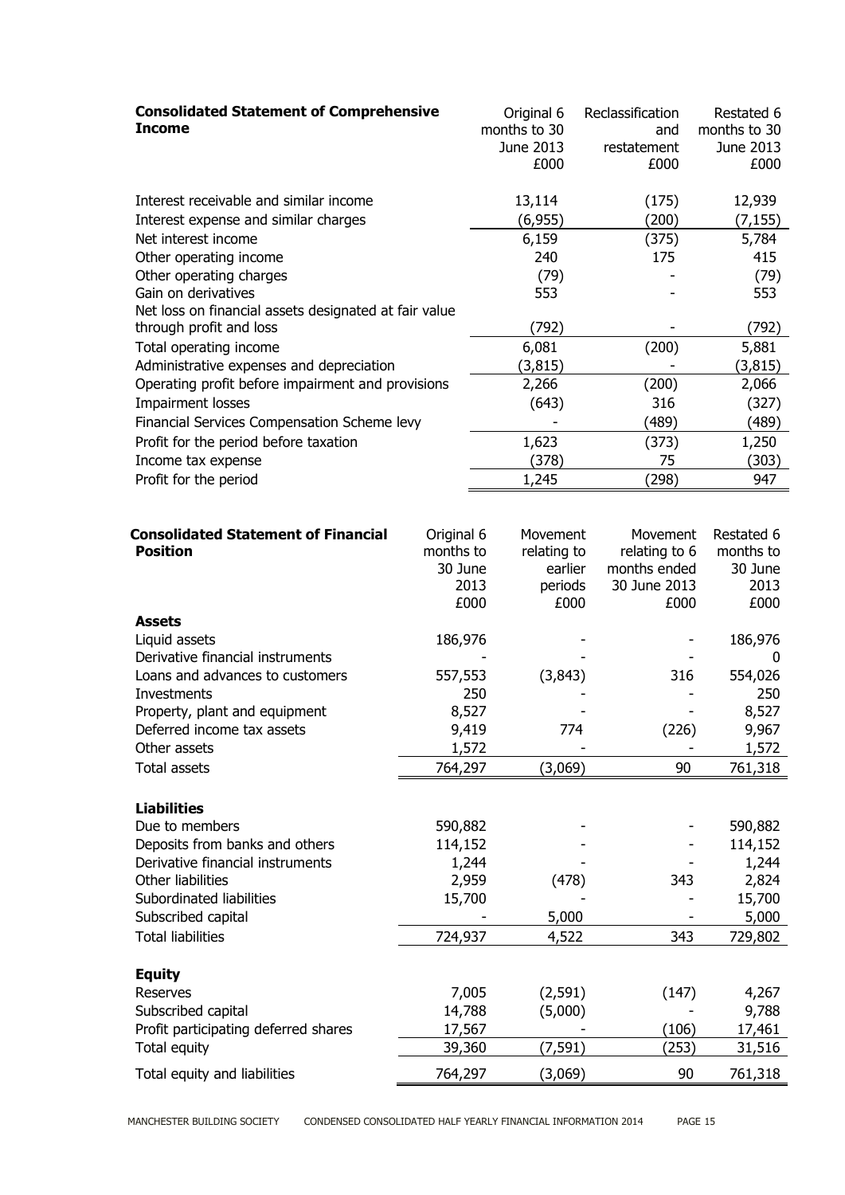| Consolidated Statement of Comprehensive Income | Original 6 months to 30 June 2013 £000 | Reclassification and restatement £000 | Restated 6 months to 30 June 2013 £000 |
|---|---|---|---|
| Interest receivable and similar income | 13,114 | (175) | 12,939 |
| Interest expense and similar charges | (6,955) | (200) | (7,155) |
| Net interest income | 6,159 | (375) | 5,784 |
| Other operating income | 240 | 175 | 415 |
| Other operating charges | (79) | - | (79) |
| Gain on derivatives | 553 | - | 553 |
| Net loss on financial assets designated at fair value through profit and loss | (792) | - | (792) |
| Total operating income | 6,081 | (200) | 5,881 |
| Administrative expenses and depreciation | (3,815) | - | (3,815) |
| Operating profit before impairment and provisions | 2,266 | (200) | 2,066 |
| Impairment losses | (643) | 316 | (327) |
| Financial Services Compensation Scheme levy | - | (489) | (489) |
| Profit for the period before taxation | 1,623 | (373) | 1,250 |
| Income tax expense | (378) | 75 | (303) |
| Profit for the period | 1,245 | (298) | 947 |

| Consolidated Statement of Financial Position | Original 6 months to 30 June 2013 £000 | Movement relating to earlier periods £000 | Movement relating to 6 months ended 30 June 2013 £000 | Restated 6 months to 30 June 2013 £000 |
|---|---|---|---|---|
| **Assets** | | | | |
| Liquid assets | 186,976 | - | - | 186,976 |
| Derivative financial instruments | - | - | - | 0 |
| Loans and advances to customers | 557,553 | (3,843) | 316 | 554,026 |
| Investments | 250 | - | - | 250 |
| Property, plant and equipment | 8,527 | - | - | 8,527 |
| Deferred income tax assets | 9,419 | 774 | (226) | 9,967 |
| Other assets | 1,572 | - | - | 1,572 |
| Total assets | 764,297 | (3,069) | 90 | 761,318 |
| **Liabilities** | | | | |
| Due to members | 590,882 | - | - | 590,882 |
| Deposits from banks and others | 114,152 | - | - | 114,152 |
| Derivative financial instruments | 1,244 | - | - | 1,244 |
| Other liabilities | 2,959 | (478) | 343 | 2,824 |
| Subordinated liabilities | 15,700 | - | - | 15,700 |
| Subscribed capital | - | 5,000 | - | 5,000 |
| Total liabilities | 724,937 | 4,522 | 343 | 729,802 |
| **Equity** | | | | |
| Reserves | 7,005 | (2,591) | (147) | 4,267 |
| Subscribed capital | 14,788 | (5,000) | - | 9,788 |
| Profit participating deferred shares | 17,567 | - | (106) | 17,461 |
| Total equity | 39,360 | (7,591) | (253) | 31,516 |
| Total equity and liabilities | 764,297 | (3,069) | 90 | 761,318 |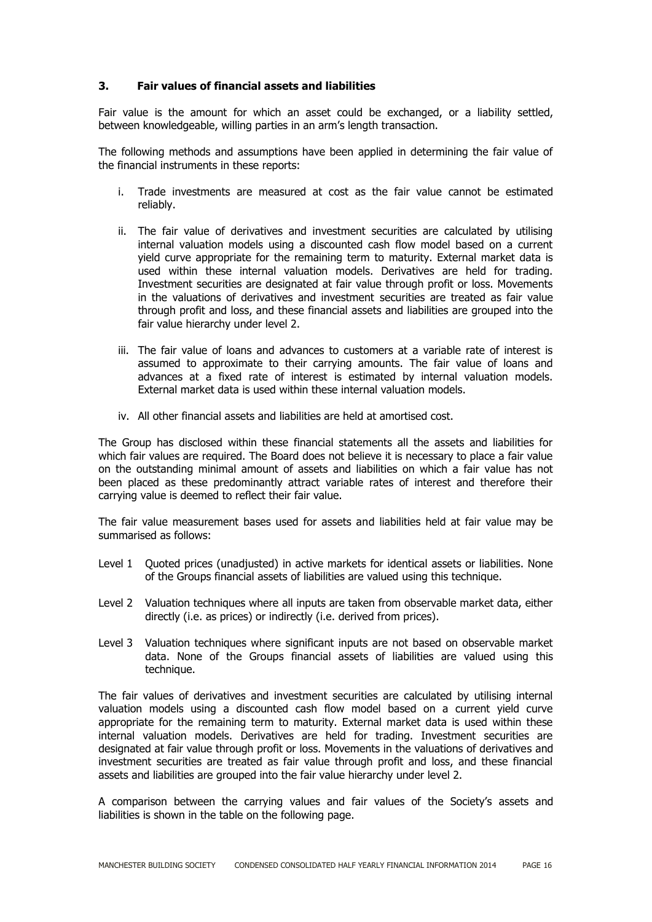## 3. Fair values of financial assets and liabilities

Fair value is the amount for which an asset could be exchanged, or a liability settled, between knowledgeable, willing parties in an arm's length transaction.

The following methods and assumptions have been applied in determining the fair value of the financial instruments in these reports:

i. Trade investments are measured at cost as the fair value cannot be estimated reliably.

ii. The fair value of derivatives and investment securities are calculated by utilising internal valuation models using a discounted cash flow model based on a current yield curve appropriate for the remaining term to maturity. External market data is used within these internal valuation models. Derivatives are held for trading. Investment securities are designated at fair value through profit or loss. Movements in the valuations of derivatives and investment securities are treated as fair value through profit and loss, and these financial assets and liabilities are grouped into the fair value hierarchy under level 2.

iii. The fair value of loans and advances to customers at a variable rate of interest is assumed to approximate to their carrying amounts. The fair value of loans and advances at a fixed rate of interest is estimated by internal valuation models. External market data is used within these internal valuation models.

iv. All other financial assets and liabilities are held at amortised cost.

The Group has disclosed within these financial statements all the assets and liabilities for which fair values are required. The Board does not believe it is necessary to place a fair value on the outstanding minimal amount of assets and liabilities on which a fair value has not been placed as these predominantly attract variable rates of interest and therefore their carrying value is deemed to reflect their fair value.

The fair value measurement bases used for assets and liabilities held at fair value may be summarised as follows:

Level 1 Quoted prices (unadjusted) in active markets for identical assets or liabilities. None of the Groups financial assets of liabilities are valued using this technique.

Level 2 Valuation techniques where all inputs are taken from observable market data, either directly (i.e. as prices) or indirectly (i.e. derived from prices).

Level 3 Valuation techniques where significant inputs are not based on observable market data. None of the Groups financial assets of liabilities are valued using this technique.

The fair values of derivatives and investment securities are calculated by utilising internal valuation models using a discounted cash flow model based on a current yield curve appropriate for the remaining term to maturity. External market data is used within these internal valuation models. Derivatives are held for trading. Investment securities are designated at fair value through profit or loss. Movements in the valuations of derivatives and investment securities are treated as fair value through profit and loss, and these financial assets and liabilities are grouped into the fair value hierarchy under level 2.

A comparison between the carrying values and fair values of the Society's assets and liabilities is shown in the table on the following page.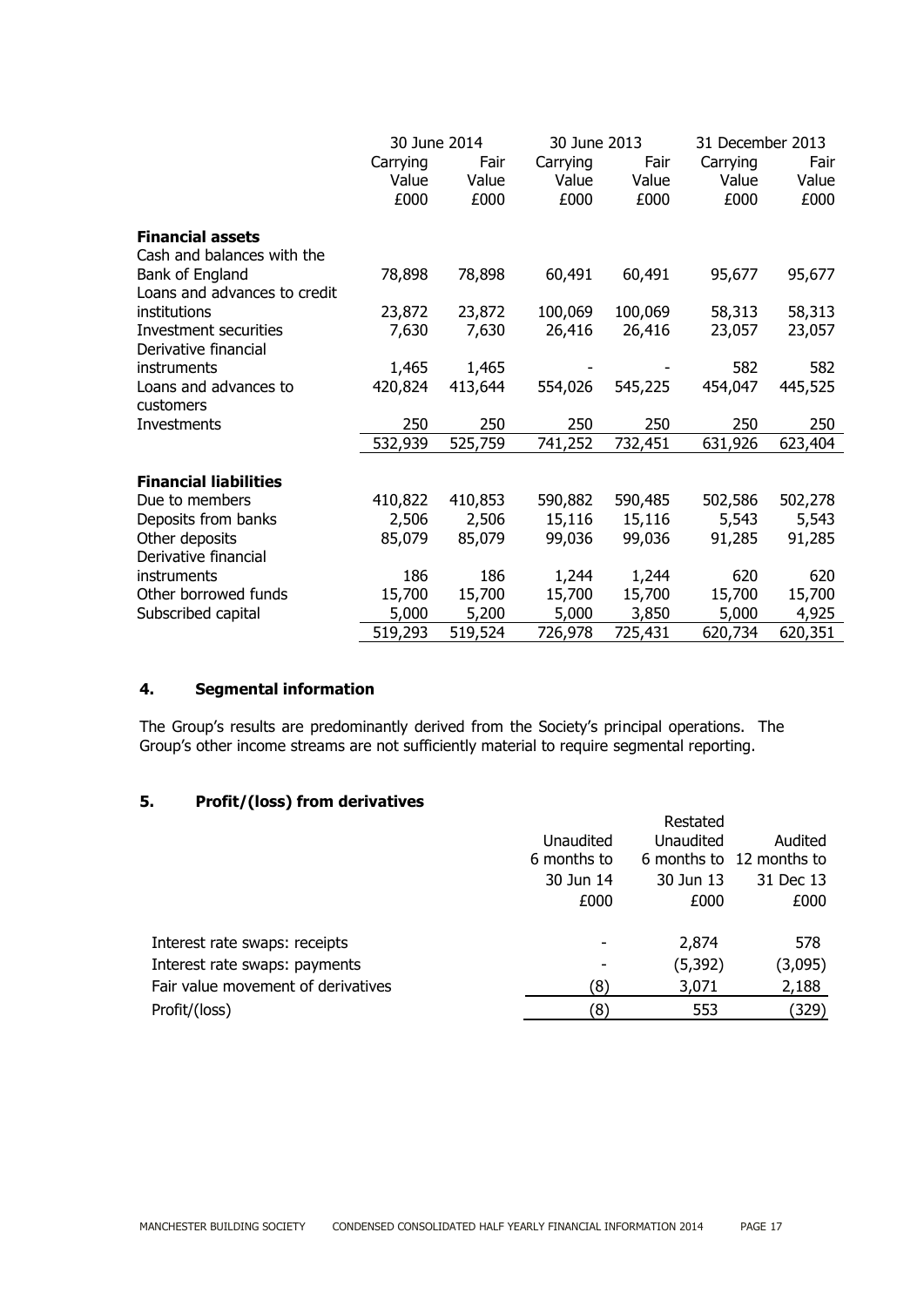| | 30 June 2014 | | 30 June 2013 | | 31 December 2013 | |
|---|---|---|---|---|---|---|
| | Carrying Value £000 | Fair Value £000 | Carrying Value £000 | Fair Value £000 | Carrying Value £000 | Fair Value £000 |
| **Financial assets** | | | | | | |
| Cash and balances with the Bank of England | 78,898 | 78,898 | 60,491 | 60,491 | 95,677 | 95,677 |
| Loans and advances to credit institutions | 23,872 | 23,872 | 100,069 | 100,069 | 58,313 | 58,313 |
| Investment securities | 7,630 | 7,630 | 26,416 | 26,416 | 23,057 | 23,057 |
| Derivative financial instruments | 1,465 | 1,465 | - | - | 582 | 582 |
| Loans and advances to customers | 420,824 | 413,644 | 554,026 | 545,225 | 454,047 | 445,525 |
| Investments | 250 | 250 | 250 | 250 | 250 | 250 |
| | 532,939 | 525,759 | 741,252 | 732,451 | 631,926 | 623,404 |
| **Financial liabilities** | | | | | | |
| Due to members | 410,822 | 410,853 | 590,882 | 590,485 | 502,586 | 502,278 |
| Deposits from banks | 2,506 | 2,506 | 15,116 | 15,116 | 5,543 | 5,543 |
| Other deposits | 85,079 | 85,079 | 99,036 | 99,036 | 91,285 | 91,285 |
| Derivative financial instruments | 186 | 186 | 1,244 | 1,244 | 620 | 620 |
| Other borrowed funds | 15,700 | 15,700 | 15,700 | 15,700 | 15,700 | 15,700 |
| Subscribed capital | 5,000 | 5,200 | 5,000 | 3,850 | 5,000 | 4,925 |
| | 519,293 | 519,524 | 726,978 | 725,431 | 620,734 | 620,351 |

## 4. Segmental information

The Group's results are predominantly derived from the Society's principal operations. The Group's other income streams are not sufficiently material to require segmental reporting.

## 5. Profit/(loss) from derivatives

| | Unaudited 6 months to 30 Jun 14 £000 | Restated Unaudited 6 months to 30 Jun 13 £000 | Audited 12 months to 31 Dec 13 £000 |
|---|---|---|---|
| Interest rate swaps: receipts | - | 2,874 | 578 |
| Interest rate swaps: payments | - | (5,392) | (3,095) |
| Fair value movement of derivatives | (8) | 3,071 | 2,188 |
| Profit/(loss) | (8) | 553 | (329) |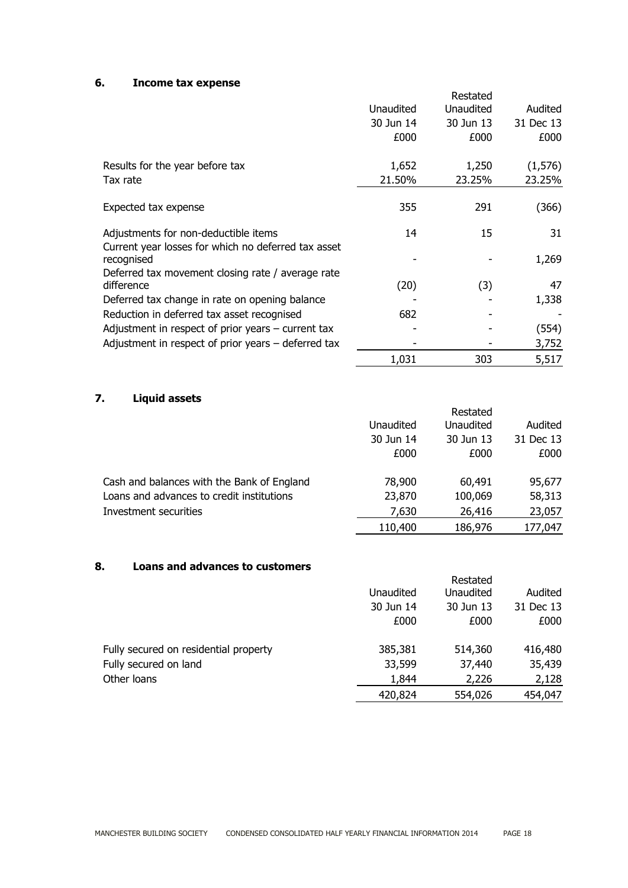## 6. Income tax expense

| | Unaudited 30 Jun 14 £000 | Restated Unaudited 30 Jun 13 £000 | Audited 31 Dec 13 £000 |
|---|---|---|---|
| Results for the year before tax | 1,652 | 1,250 | (1,576) |
| Tax rate | 21.50% | 23.25% | 23.25% |
| Expected tax expense | 355 | 291 | (366) |
| Adjustments for non-deductible items | 14 | 15 | 31 |
| Current year losses for which no deferred tax asset recognised | - | - | 1,269 |
| Deferred tax movement closing rate / average rate difference | (20) | (3) | 47 |
| Deferred tax change in rate on opening balance | - | - | 1,338 |
| Reduction in deferred tax asset recognised | 682 | - | - |
| Adjustment in respect of prior years – current tax | - | - | (554) |
| Adjustment in respect of prior years – deferred tax | - | - | 3,752 |
| | 1,031 | 303 | 5,517 |

## 7. Liquid assets

| | Unaudited 30 Jun 14 £000 | Restated Unaudited 30 Jun 13 £000 | Audited 31 Dec 13 £000 |
|---|---|---|---|
| Cash and balances with the Bank of England | 78,900 | 60,491 | 95,677 |
| Loans and advances to credit institutions | 23,870 | 100,069 | 58,313 |
| Investment securities | 7,630 | 26,416 | 23,057 |
| | 110,400 | 186,976 | 177,047 |

## 8. Loans and advances to customers

| | Unaudited 30 Jun 14 £000 | Restated Unaudited 30 Jun 13 £000 | Audited 31 Dec 13 £000 |
|---|---|---|---|
| Fully secured on residential property | 385,381 | 514,360 | 416,480 |
| Fully secured on land | 33,599 | 37,440 | 35,439 |
| Other loans | 1,844 | 2,226 | 2,128 |
| | 420,824 | 554,026 | 454,047 |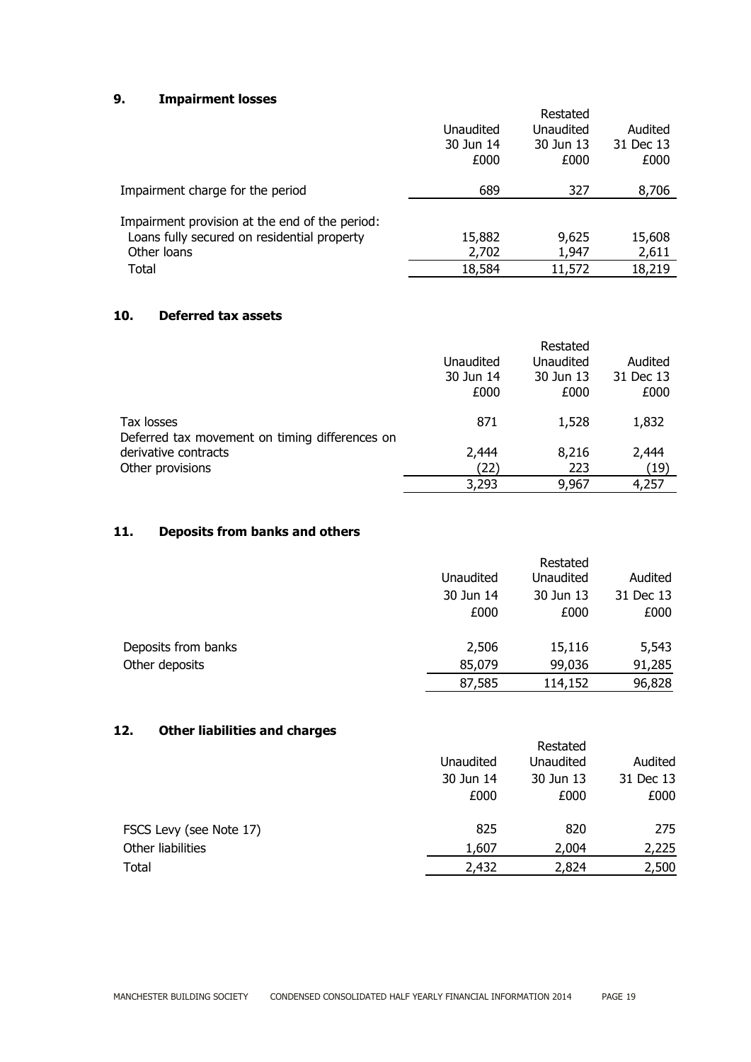## 9. Impairment losses

| | Unaudited 30 Jun 14 £000 | Restated Unaudited 30 Jun 13 £000 | Audited 31 Dec 13 £000 |
|---|---|---|---|
| Impairment charge for the period | 689 | 327 | 8,706 |
| Impairment provision at the end of the period: | | | |
| Loans fully secured on residential property | 15,882 | 9,625 | 15,608 |
| Other loans | 2,702 | 1,947 | 2,611 |
| Total | 18,584 | 11,572 | 18,219 |

## 10. Deferred tax assets

| | Unaudited 30 Jun 14 £000 | Restated Unaudited 30 Jun 13 £000 | Audited 31 Dec 13 £000 |
|---|---|---|---|
| Tax losses | 871 | 1,528 | 1,832 |
| Deferred tax movement on timing differences on derivative contracts | 2,444 | 8,216 | 2,444 |
| Other provisions | (22) | 223 | (19) |
| | 3,293 | 9,967 | 4,257 |

## 11. Deposits from banks and others

| | Unaudited 30 Jun 14 £000 | Restated Unaudited 30 Jun 13 £000 | Audited 31 Dec 13 £000 |
|---|---|---|---|
| Deposits from banks | 2,506 | 15,116 | 5,543 |
| Other deposits | 85,079 | 99,036 | 91,285 |
| | 87,585 | 114,152 | 96,828 |

## 12. Other liabilities and charges

| | Unaudited 30 Jun 14 £000 | Restated Unaudited 30 Jun 13 £000 | Audited 31 Dec 13 £000 |
|---|---|---|---|
| FSCS Levy (see Note 17) | 825 | 820 | 275 |
| Other liabilities | 1,607 | 2,004 | 2,225 |
| Total | 2,432 | 2,824 | 2,500 |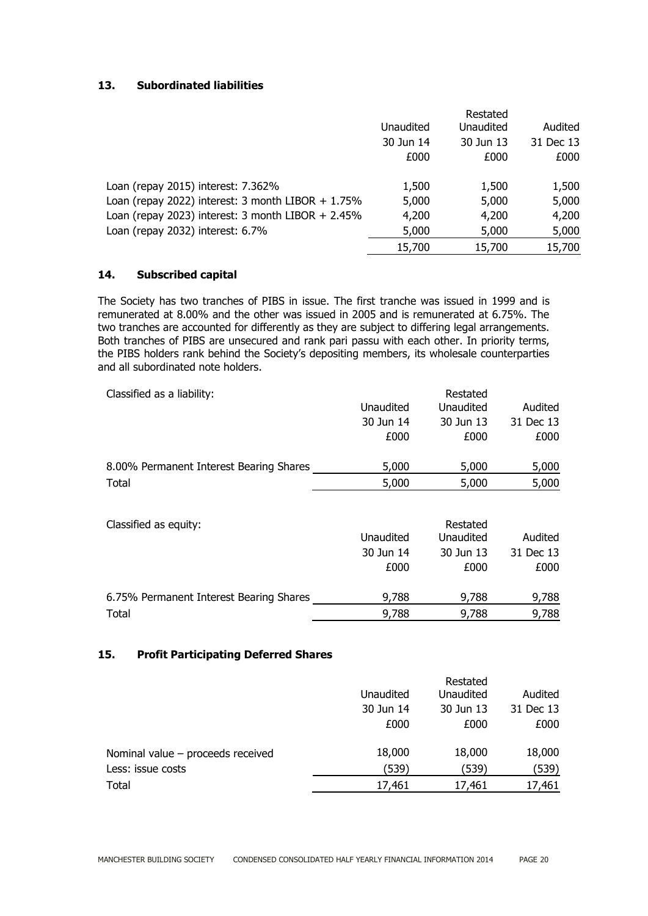## 13. Subordinated liabilities

| | Unaudited 30 Jun 14 £000 | Restated Unaudited 30 Jun 13 £000 | Audited 31 Dec 13 £000 |
|---|---|---|---|
| Loan (repay 2015) interest: 7.362% | 1,500 | 1,500 | 1,500 |
| Loan (repay 2022) interest: 3 month LIBOR + 1.75% | 5,000 | 5,000 | 5,000 |
| Loan (repay 2023) interest: 3 month LIBOR + 2.45% | 4,200 | 4,200 | 4,200 |
| Loan (repay 2032) interest: 6.7% | 5,000 | 5,000 | 5,000 |
| | 15,700 | 15,700 | 15,700 |

## 14. Subscribed capital

The Society has two tranches of PIBS in issue. The first tranche was issued in 1999 and is remunerated at 8.00% and the other was issued in 2005 and is remunerated at 6.75%. The two tranches are accounted for differently as they are subject to differing legal arrangements. Both tranches of PIBS are unsecured and rank pari passu with each other. In priority terms, the PIBS holders rank behind the Society's depositing members, its wholesale counterparties and all subordinated note holders.

| Classified as a liability: | Unaudited 30 Jun 14 £000 | Restated Unaudited 30 Jun 13 £000 | Audited 31 Dec 13 £000 |
|---|---|---|---|
| 8.00% Permanent Interest Bearing Shares | 5,000 | 5,000 | 5,000 |
| Total | 5,000 | 5,000 | 5,000 |

| Classified as equity: | Unaudited 30 Jun 14 £000 | Restated Unaudited 30 Jun 13 £000 | Audited 31 Dec 13 £000 |
|---|---|---|---|
| 6.75% Permanent Interest Bearing Shares | 9,788 | 9,788 | 9,788 |
| Total | 9,788 | 9,788 | 9,788 |

## 15. Profit Participating Deferred Shares

| | Unaudited 30 Jun 14 £000 | Restated Unaudited 30 Jun 13 £000 | Audited 31 Dec 13 £000 |
|---|---|---|---|
| Nominal value – proceeds received | 18,000 | 18,000 | 18,000 |
| Less: issue costs | (539) | (539) | (539) |
| Total | 17,461 | 17,461 | 17,461 |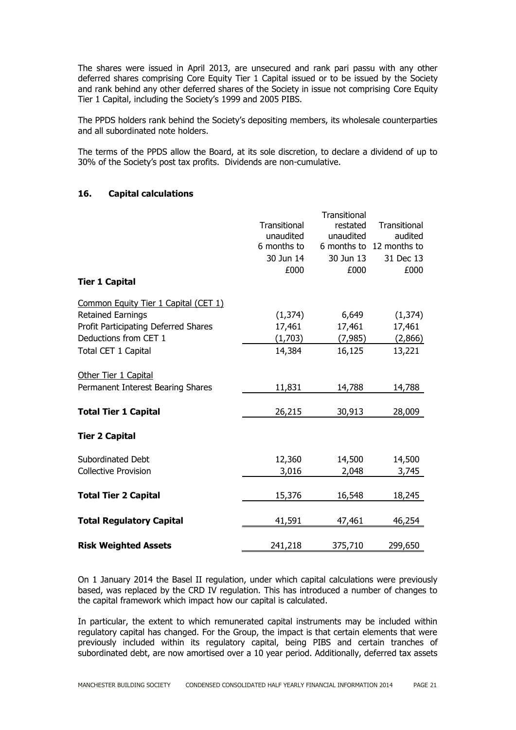The shares were issued in April 2013, are unsecured and rank pari passu with any other deferred shares comprising Core Equity Tier 1 Capital issued or to be issued by the Society and rank behind any other deferred shares of the Society in issue not comprising Core Equity Tier 1 Capital, including the Society's 1999 and 2005 PIBS.

The PPDS holders rank behind the Society's depositing members, its wholesale counterparties and all subordinated note holders.

The terms of the PPDS allow the Board, at its sole discretion, to declare a dividend of up to 30% of the Society's post tax profits. Dividends are non-cumulative.

## 16. Capital calculations

| | Transitional unaudited 6 months to 30 Jun 14 £000 | Transitional restated unaudited 6 months to 30 Jun 13 £000 | Transitional audited 12 months to 31 Dec 13 £000 |
|---|---|---|---|
| **Tier 1 Capital** | | | |
| Common Equity Tier 1 Capital (CET 1) | | | |
| Retained Earnings | (1,374) | 6,649 | (1,374) |
| Profit Participating Deferred Shares | 17,461 | 17,461 | 17,461 |
| Deductions from CET 1 | (1,703) | (7,985) | (2,866) |
| Total CET 1 Capital | 14,384 | 16,125 | 13,221 |
| Other Tier 1 Capital | | | |
| Permanent Interest Bearing Shares | 11,831 | 14,788 | 14,788 |
| **Total Tier 1 Capital** | 26,215 | 30,913 | 28,009 |
| **Tier 2 Capital** | | | |
| Subordinated Debt | 12,360 | 14,500 | 14,500 |
| Collective Provision | 3,016 | 2,048 | 3,745 |
| **Total Tier 2 Capital** | 15,376 | 16,548 | 18,245 |
| **Total Regulatory Capital** | 41,591 | 47,461 | 46,254 |
| **Risk Weighted Assets** | 241,218 | 375,710 | 299,650 |

On 1 January 2014 the Basel II regulation, under which capital calculations were previously based, was replaced by the CRD IV regulation. This has introduced a number of changes to the capital framework which impact how our capital is calculated.

In particular, the extent to which remunerated capital instruments may be included within regulatory capital has changed. For the Group, the impact is that certain elements that were previously included within its regulatory capital, being PIBS and certain tranches of subordinated debt, are now amortised over a 10 year period. Additionally, deferred tax assets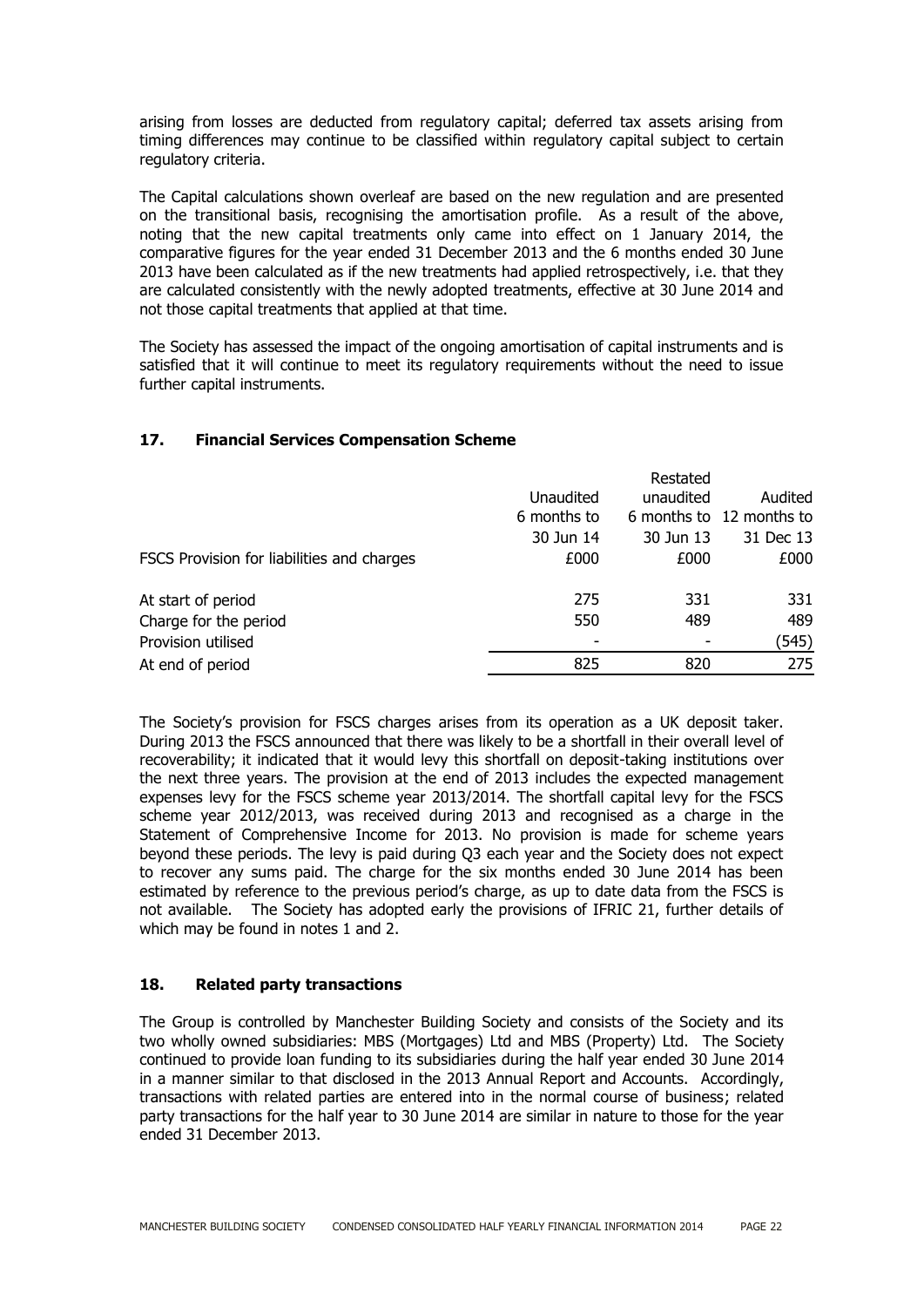arising from losses are deducted from regulatory capital; deferred tax assets arising from timing differences may continue to be classified within regulatory capital subject to certain regulatory criteria.

The Capital calculations shown overleaf are based on the new regulation and are presented on the transitional basis, recognising the amortisation profile. As a result of the above, noting that the new capital treatments only came into effect on 1 January 2014, the comparative figures for the year ended 31 December 2013 and the 6 months ended 30 June 2013 have been calculated as if the new treatments had applied retrospectively, i.e. that they are calculated consistently with the newly adopted treatments, effective at 30 June 2014 and not those capital treatments that applied at that time.

The Society has assessed the impact of the ongoing amortisation of capital instruments and is satisfied that it will continue to meet its regulatory requirements without the need to issue further capital instruments.

## 17. Financial Services Compensation Scheme

| FSCS Provision for liabilities and charges | Unaudited 6 months to 30 Jun 14 £000 | Restated unaudited 6 months to 30 Jun 13 £000 | Audited 12 months to 31 Dec 13 £000 |
|---|---|---|---|
| At start of period | 275 | 331 | 331 |
| Charge for the period | 550 | 489 | 489 |
| Provision utilised | - | - | (545) |
| At end of period | 825 | 820 | 275 |

The Society's provision for FSCS charges arises from its operation as a UK deposit taker. During 2013 the FSCS announced that there was likely to be a shortfall in their overall level of recoverability; it indicated that it would levy this shortfall on deposit-taking institutions over the next three years. The provision at the end of 2013 includes the expected management expenses levy for the FSCS scheme year 2013/2014. The shortfall capital levy for the FSCS scheme year 2012/2013, was received during 2013 and recognised as a charge in the Statement of Comprehensive Income for 2013. No provision is made for scheme years beyond these periods. The levy is paid during Q3 each year and the Society does not expect to recover any sums paid. The charge for the six months ended 30 June 2014 has been estimated by reference to the previous period's charge, as up to date data from the FSCS is not available. The Society has adopted early the provisions of IFRIC 21, further details of which may be found in notes 1 and 2.

## 18. Related party transactions

The Group is controlled by Manchester Building Society and consists of the Society and its two wholly owned subsidiaries: MBS (Mortgages) Ltd and MBS (Property) Ltd. The Society continued to provide loan funding to its subsidiaries during the half year ended 30 June 2014 in a manner similar to that disclosed in the 2013 Annual Report and Accounts. Accordingly, transactions with related parties are entered into in the normal course of business; related party transactions for the half year to 30 June 2014 are similar in nature to those for the year ended 31 December 2013.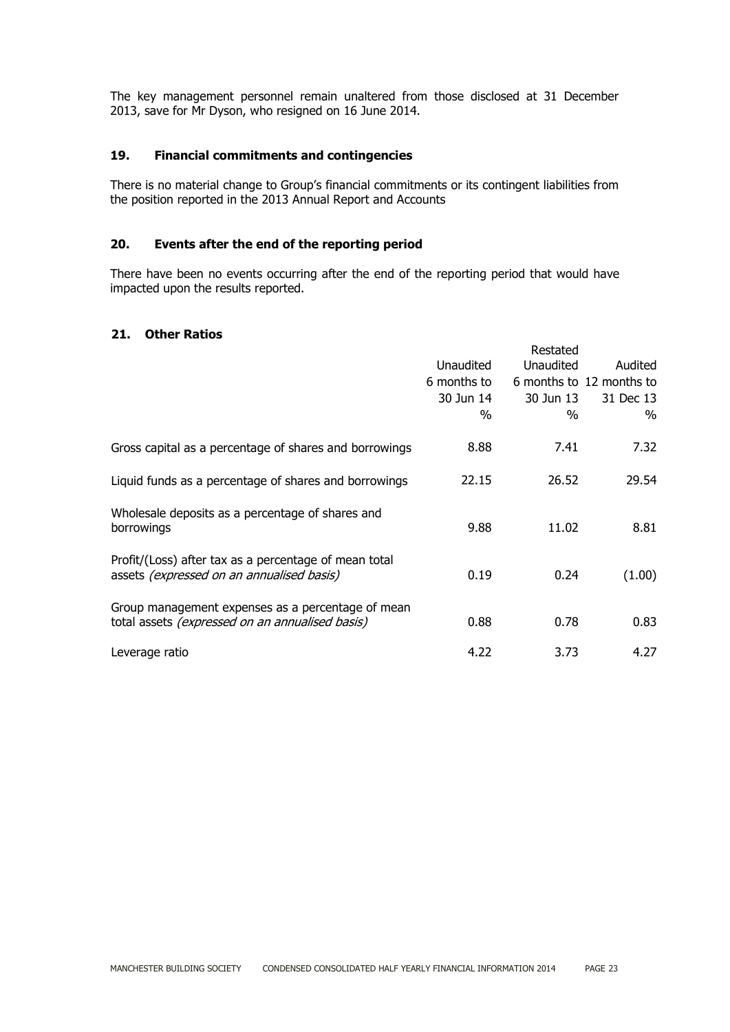The key management personnel remain unaltered from those disclosed at 31 December 2013, save for Mr Dyson, who resigned on 16 June 2014.

## 19. Financial commitments and contingencies

There is no material change to Group's financial commitments or its contingent liabilities from the position reported in the 2013 Annual Report and Accounts

## 20. Events after the end of the reporting period

There have been no events occurring after the end of the reporting period that would have impacted upon the results reported.

## 21. Other Ratios

| | Unaudited 6 months to 30 Jun 14 % | Restated Unaudited 6 months to 30 Jun 13 % | Audited 12 months to 31 Dec 13 % |
|---|---|---|---|
| Gross capital as a percentage of shares and borrowings | 8.88 | 7.41 | 7.32 |
| Liquid funds as a percentage of shares and borrowings | 22.15 | 26.52 | 29.54 |
| Wholesale deposits as a percentage of shares and borrowings | 9.88 | 11.02 | 8.81 |
| Profit/(Loss) after tax as a percentage of mean total assets *(expressed on an annualised basis)* | 0.19 | 0.24 | (1.00) |
| Group management expenses as a percentage of mean total assets *(expressed on an annualised basis)* | 0.88 | 0.78 | 0.83 |
| Leverage ratio | 4.22 | 3.73 | 4.27 |